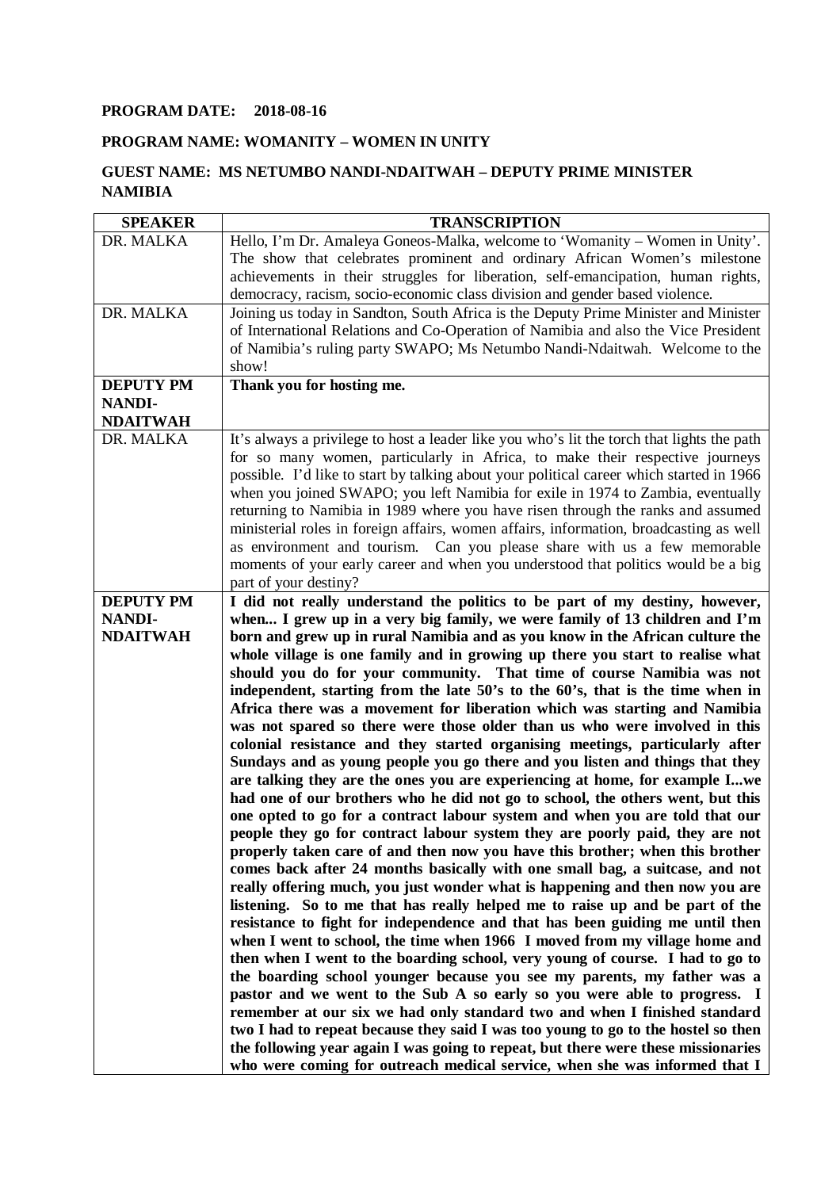**PROGRAM DATE: 2018-08-16**

**PROGRAM NAME: WOMANITY – WOMEN IN UNITY**

**GUEST NAME: MS NETUMBO NANDI-NDAITWAH – DEPUTY PRIME MINISTER NAMIBIA**

| SPEAKER | TRANSCRIPTION |
|---|---|
| DR. MALKA | Hello, I'm Dr. Amaleya Goneos-Malka, welcome to 'Womanity – Women in Unity'. The show that celebrates prominent and ordinary African Women's milestone achievements in their struggles for liberation, self-emancipation, human rights, democracy, racism, socio-economic class division and gender based violence. |
| DR. MALKA | Joining us today in Sandton, South Africa is the Deputy Prime Minister and Minister of International Relations and Co-Operation of Namibia and also the Vice President of Namibia's ruling party SWAPO; Ms Netumbo Nandi-Ndaitwah. Welcome to the show! |
| **DEPUTY PM NANDI-NDAITWAH** | **Thank you for hosting me.** |
| DR. MALKA | It's always a privilege to host a leader like you who's lit the torch that lights the path for so many women, particularly in Africa, to make their respective journeys possible. I'd like to start by talking about your political career which started in 1966 when you joined SWAPO; you left Namibia for exile in 1974 to Zambia, eventually returning to Namibia in 1989 where you have risen through the ranks and assumed ministerial roles in foreign affairs, women affairs, information, broadcasting as well as environment and tourism. Can you please share with us a few memorable moments of your early career and when you understood that politics would be a big part of your destiny? |
| **DEPUTY PM NANDI-NDAITWAH** | **I did not really understand the politics to be part of my destiny, however, when... I grew up in a very big family, we were family of 13 children and I'm born and grew up in rural Namibia and as you know in the African culture the whole village is one family and in growing up there you start to realise what should you do for your community. That time of course Namibia was not independent, starting from the late 50's to the 60's, that is the time when in Africa there was a movement for liberation which was starting and Namibia was not spared so there were those older than us who were involved in this colonial resistance and they started organising meetings, particularly after Sundays and as young people you go there and you listen and things that they are talking they are the ones you are experiencing at home, for example I...we had one of our brothers who he did not go to school, the others went, but this one opted to go for a contract labour system and when you are told that our people they go for contract labour system they are poorly paid, they are not properly taken care of and then now you have this brother; when this brother comes back after 24 months basically with one small bag, a suitcase, and not really offering much, you just wonder what is happening and then now you are listening. So to me that has really helped me to raise up and be part of the resistance to fight for independence and that has been guiding me until then when I went to school, the time when 1966 I moved from my village home and then when I went to the boarding school, very young of course. I had to go to the boarding school younger because you see my parents, my father was a pastor and we went to the Sub A so early so you were able to progress. I remember at our six we had only standard two and when I finished standard two I had to repeat because they said I was too young to go to the hostel so then the following year again I was going to repeat, but there were these missionaries who were coming for outreach medical service, when she was informed that I** |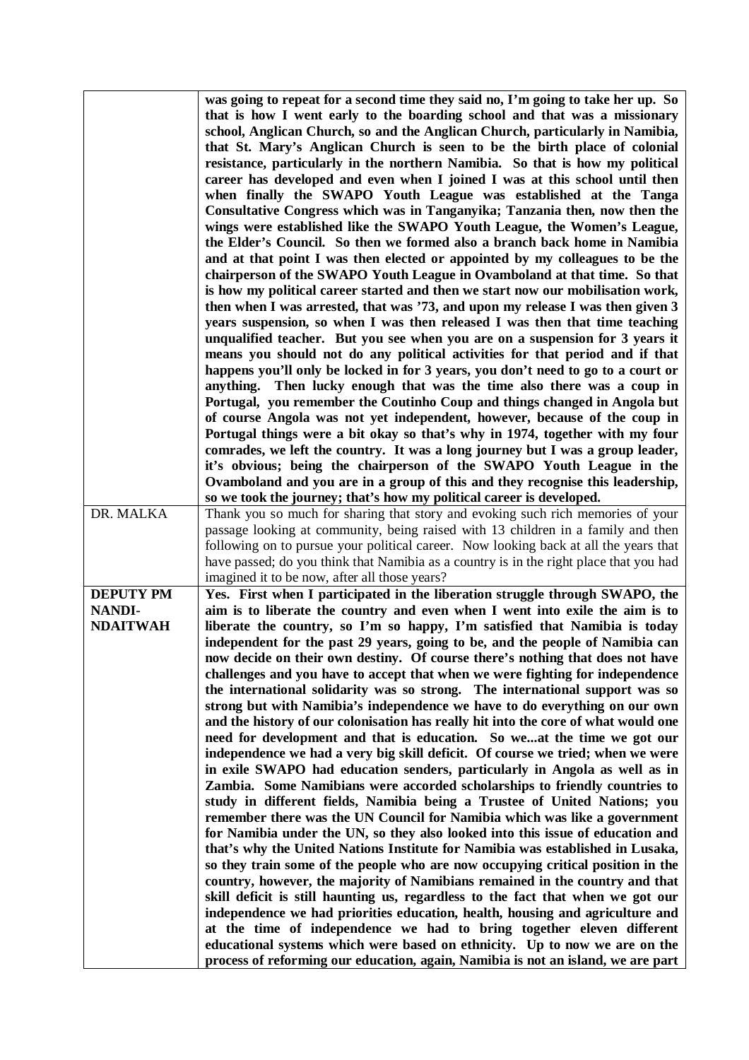| | |
|---|---|
| | **was going to repeat for a second time they said no, I'm going to take her up. So that is how I went early to the boarding school and that was a missionary school, Anglican Church, so and the Anglican Church, particularly in Namibia, that St. Mary's Anglican Church is seen to be the birth place of colonial resistance, particularly in the northern Namibia. So that is how my political career has developed and even when I joined I was at this school until then when finally the SWAPO Youth League was established at the Tanga Consultative Congress which was in Tanganyika; Tanzania then, now then the wings were established like the SWAPO Youth League, the Women's League, the Elder's Council. So then we formed also a branch back home in Namibia and at that point I was then elected or appointed by my colleagues to be the chairperson of the SWAPO Youth League in Ovamboland at that time. So that is how my political career started and then we start now our mobilisation work, then when I was arrested, that was '73, and upon my release I was then given 3 years suspension, so when I was then released I was then that time teaching unqualified teacher. But you see when you are on a suspension for 3 years it means you should not do any political activities for that period and if that happens you'll only be locked in for 3 years, you don't need to go to a court or anything. Then lucky enough that was the time also there was a coup in Portugal, you remember the Coutinho Coup and things changed in Angola but of course Angola was not yet independent, however, because of the coup in Portugal things were a bit okay so that's why in 1974, together with my four comrades, we left the country. It was a long journey but I was a group leader, it's obvious; being the chairperson of the SWAPO Youth League in the Ovamboland and you are in a group of this and they recognise this leadership, so we took the journey; that's how my political career is developed.** |
| DR. MALKA | Thank you so much for sharing that story and evoking such rich memories of your passage looking at community, being raised with 13 children in a family and then following on to pursue your political career. Now looking back at all the years that have passed; do you think that Namibia as a country is in the right place that you had imagined it to be now, after all those years? |
| **DEPUTY PM NANDI-NDAITWAH** | **Yes. First when I participated in the liberation struggle through SWAPO, the aim is to liberate the country and even when I went into exile the aim is to liberate the country, so I'm so happy, I'm satisfied that Namibia is today independent for the past 29 years, going to be, and the people of Namibia can now decide on their own destiny. Of course there's nothing that does not have challenges and you have to accept that when we were fighting for independence the international solidarity was so strong. The international support was so strong but with Namibia's independence we have to do everything on our own and the history of our colonisation has really hit into the core of what would one need for development and that is education. So we...at the time we got our independence we had a very big skill deficit. Of course we tried; when we were in exile SWAPO had education senders, particularly in Angola as well as in Zambia. Some Namibians were accorded scholarships to friendly countries to study in different fields, Namibia being a Trustee of United Nations; you remember there was the UN Council for Namibia which was like a government for Namibia under the UN, so they also looked into this issue of education and that's why the United Nations Institute for Namibia was established in Lusaka, so they train some of the people who are now occupying critical position in the country, however, the majority of Namibians remained in the country and that skill deficit is still haunting us, regardless to the fact that when we got our independence we had priorities education, health, housing and agriculture and at the time of independence we had to bring together eleven different educational systems which were based on ethnicity. Up to now we are on the process of reforming our education, again, Namibia is not an island, we are part** |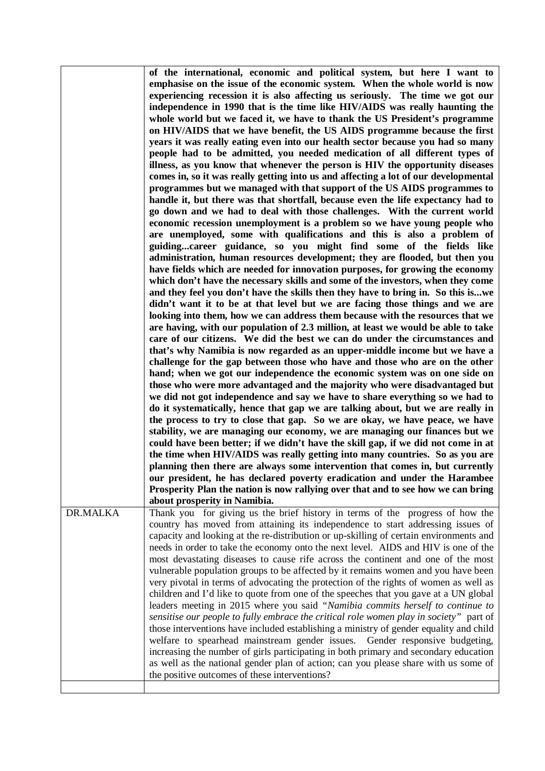| | |
|---|---|
| | **of the international, economic and political system, but here I want to emphasise on the issue of the economic system. When the whole world is now experiencing recession it is also affecting us seriously. The time we got our independence in 1990 that is the time like HIV/AIDS was really haunting the whole world but we faced it, we have to thank the US President's programme on HIV/AIDS that we have benefit, the US AIDS programme because the first years it was really eating even into our health sector because you had so many people had to be admitted, you needed medication of all different types of illness, as you know that whenever the person is HIV the opportunity diseases comes in, so it was really getting into us and affecting a lot of our developmental programmes but we managed with that support of the US AIDS programmes to handle it, but there was that shortfall, because even the life expectancy had to go down and we had to deal with those challenges. With the current world economic recession unemployment is a problem so we have young people who are unemployed, some with qualifications and this is also a problem of guiding...career guidance, so you might find some of the fields like administration, human resources development; they are flooded, but then you have fields which are needed for innovation purposes, for growing the economy which don't have the necessary skills and some of the investors, when they come and they feel you don't have the skills then they have to bring in. So this is...we didn't want it to be at that level but we are facing those things and we are looking into them, how we can address them because with the resources that we are having, with our population of 2.3 million, at least we would be able to take care of our citizens. We did the best we can do under the circumstances and that's why Namibia is now regarded as an upper-middle income but we have a challenge for the gap between those who have and those who are on the other hand; when we got our independence the economic system was on one side on those who were more advantaged and the majority who were disadvantaged but we did not got independence and say we have to share everything so we had to do it systematically, hence that gap we are talking about, but we are really in the process to try to close that gap. So we are okay, we have peace, we have stability, we are managing our economy, we are managing our finances but we could have been better; if we didn't have the skill gap, if we did not come in at the time when HIV/AIDS was really getting into many countries. So as you are planning then there are always some intervention that comes in, but currently our president, he has declared poverty eradication and under the Harambee Prosperity Plan the nation is now rallying over that and to see how we can bring about prosperity in Namibia.** |
| DR.MALKA | Thank you for giving us the brief history in terms of the progress of how the country has moved from attaining its independence to start addressing issues of capacity and looking at the re-distribution or up-skilling of certain environments and needs in order to take the economy onto the next level. AIDS and HIV is one of the most devastating diseases to cause rife across the continent and one of the most vulnerable population groups to be affected by it remains women and you have been very pivotal in terms of advocating the protection of the rights of women as well as children and I'd like to quote from one of the speeches that you gave at a UN global leaders meeting in 2015 where you said "*Namibia commits herself to continue to sensitise our people to fully embrace the critical role women play in society*" part of those interventions have included establishing a ministry of gender equality and child welfare to spearhead mainstream gender issues. Gender responsive budgeting, increasing the number of girls participating in both primary and secondary education as well as the national gender plan of action; can you please share with us some of the positive outcomes of these interventions? |
| | |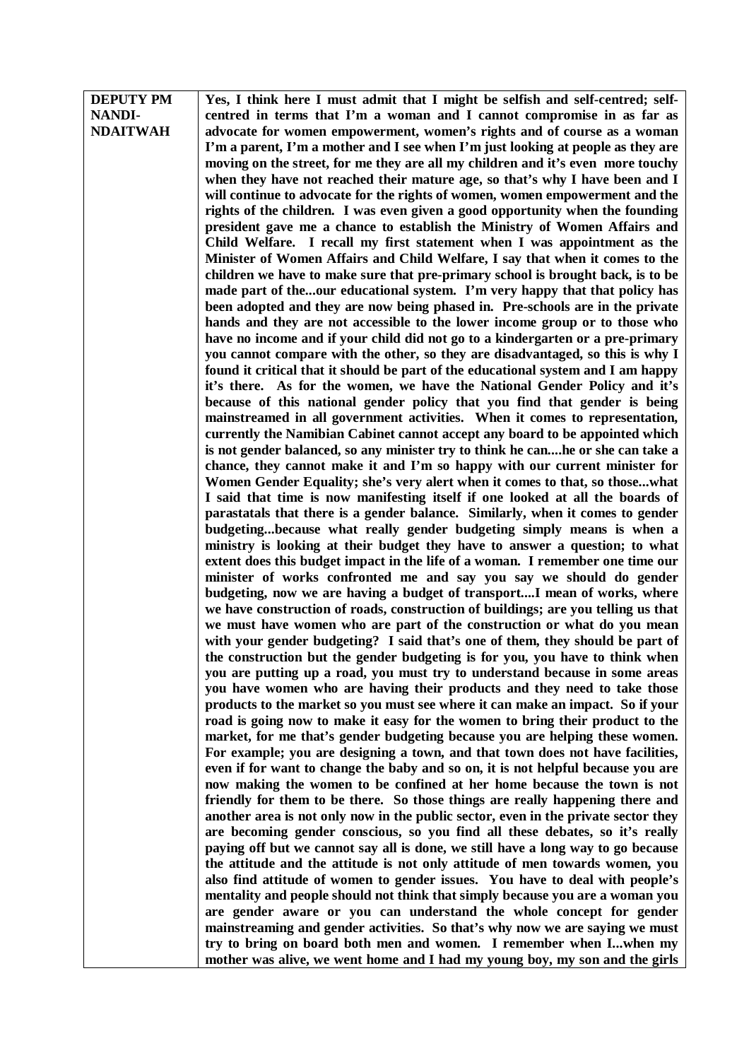| | |
|---|---|
| **DEPUTY PM NANDI-NDAITWAH** | **Yes, I think here I must admit that I might be selfish and self-centred; self-centred in terms that I'm a woman and I cannot compromise in as far as advocate for women empowerment, women's rights and of course as a woman I'm a parent, I'm a mother and I see when I'm just looking at people as they are moving on the street, for me they are all my children and it's even more touchy when they have not reached their mature age, so that's why I have been and I will continue to advocate for the rights of women, women empowerment and the rights of the children. I was even given a good opportunity when the founding president gave me a chance to establish the Ministry of Women Affairs and Child Welfare. I recall my first statement when I was appointment as the Minister of Women Affairs and Child Welfare, I say that when it comes to the children we have to make sure that pre-primary school is brought back, is to be made part of the...our educational system. I'm very happy that that policy has been adopted and they are now being phased in. Pre-schools are in the private hands and they are not accessible to the lower income group or to those who have no income and if your child did not go to a kindergarten or a pre-primary you cannot compare with the other, so they are disadvantaged, so this is why I found it critical that it should be part of the educational system and I am happy it's there. As for the women, we have the National Gender Policy and it's because of this national gender policy that you find that gender is being mainstreamed in all government activities. When it comes to representation, currently the Namibian Cabinet cannot accept any board to be appointed which is not gender balanced, so any minister try to think he can....he or she can take a chance, they cannot make it and I'm so happy with our current minister for Women Gender Equality; she's very alert when it comes to that, so those...what I said that time is now manifesting itself if one looked at all the boards of parastatals that there is a gender balance. Similarly, when it comes to gender budgeting...because what really gender budgeting simply means is when a ministry is looking at their budget they have to answer a question; to what extent does this budget impact in the life of a woman. I remember one time our minister of works confronted me and say you say we should do gender budgeting, now we are having a budget of transport....I mean of works, where we have construction of roads, construction of buildings; are you telling us that we must have women who are part of the construction or what do you mean with your gender budgeting? I said that's one of them, they should be part of the construction but the gender budgeting is for you, you have to think when you are putting up a road, you must try to understand because in some areas you have women who are having their products and they need to take those products to the market so you must see where it can make an impact. So if your road is going now to make it easy for the women to bring their product to the market, for me that's gender budgeting because you are helping these women. For example; you are designing a town, and that town does not have facilities, even if for want to change the baby and so on, it is not helpful because you are now making the women to be confined at her home because the town is not friendly for them to be there. So those things are really happening there and another area is not only now in the public sector, even in the private sector they are becoming gender conscious, so you find all these debates, so it's really paying off but we cannot say all is done, we still have a long way to go because the attitude and the attitude is not only attitude of men towards women, you also find attitude of women to gender issues. You have to deal with people's mentality and people should not think that simply because you are a woman you are gender aware or you can understand the whole concept for gender mainstreaming and gender activities. So that's why now we are saying we must try to bring on board both men and women. I remember when I...when my mother was alive, we went home and I had my young boy, my son and the girls** |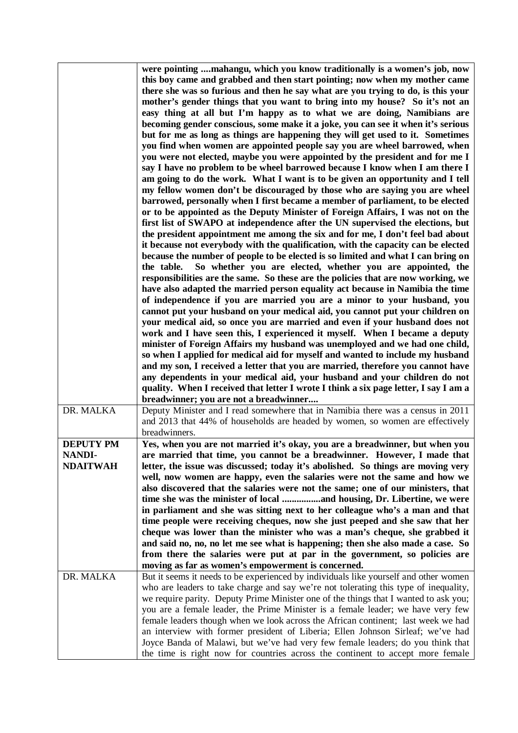| | |
|---|---|
| | **were pointing ....mahangu, which you know traditionally is a women's job, now this boy came and grabbed and then start pointing; now when my mother came there she was so furious and then he say what are you trying to do, is this your mother's gender things that you want to bring into my house? So it's not an easy thing at all but I'm happy as to what we are doing, Namibians are becoming gender conscious, some make it a joke, you can see it when it's serious but for me as long as things are happening they will get used to it. Sometimes you find when women are appointed people say you are wheel barrowed, when you were not elected, maybe you were appointed by the president and for me I say I have no problem to be wheel barrowed because I know when I am there I am going to do the work. What I want is to be given an opportunity and I tell my fellow women don't be discouraged by those who are saying you are wheel barrowed, personally when I first became a member of parliament, to be elected or to be appointed as the Deputy Minister of Foreign Affairs, I was not on the first list of SWAPO at independence after the UN supervised the elections, but the president appointment me among the six and for me, I don't feel bad about it because not everybody with the qualification, with the capacity can be elected because the number of people to be elected is so limited and what I can bring on the table. So whether you are elected, whether you are appointed, the responsibilities are the same. So these are the policies that are now working, we have also adapted the married person equality act because in Namibia the time of independence if you are married you are a minor to your husband, you cannot put your husband on your medical aid, you cannot put your children on your medical aid, so once you are married and even if your husband does not work and I have seen this, I experienced it myself. When I became a deputy minister of Foreign Affairs my husband was unemployed and we had one child, so when I applied for medical aid for myself and wanted to include my husband and my son, I received a letter that you are married, therefore you cannot have any dependents in your medical aid, your husband and your children do not quality. When I received that letter I wrote I think a six page letter, I say I am a breadwinner; you are not a breadwinner....** |
| DR. MALKA | Deputy Minister and I read somewhere that in Namibia there was a census in 2011 and 2013 that 44% of households are headed by women, so women are effectively breadwinners. |
| **DEPUTY PM NANDI-NDAITWAH** | **Yes, when you are not married it's okay, you are a breadwinner, but when you are married that time, you cannot be a breadwinner. However, I made that letter, the issue was discussed; today it's abolished. So things are moving very well, now women are happy, even the salaries were not the same and how we also discovered that the salaries were not the same; one of our ministers, that time she was the minister of local ................and housing, Dr. Libertine, we were in parliament and she was sitting next to her colleague who's a man and that time people were receiving cheques, now she just peeped and she saw that her cheque was lower than the minister who was a man's cheque, she grabbed it and said no, no, no let me see what is happening; then she also made a case. So from there the salaries were put at par in the government, so policies are moving as far as women's empowerment is concerned.** |
| DR. MALKA | But it seems it needs to be experienced by individuals like yourself and other women who are leaders to take charge and say we're not tolerating this type of inequality, we require parity. Deputy Prime Minister one of the things that I wanted to ask you; you are a female leader, the Prime Minister is a female leader; we have very few female leaders though when we look across the African continent; last week we had an interview with former president of Liberia; Ellen Johnson Sirleaf; we've had Joyce Banda of Malawi, but we've had very few female leaders; do you think that the time is right now for countries across the continent to accept more female |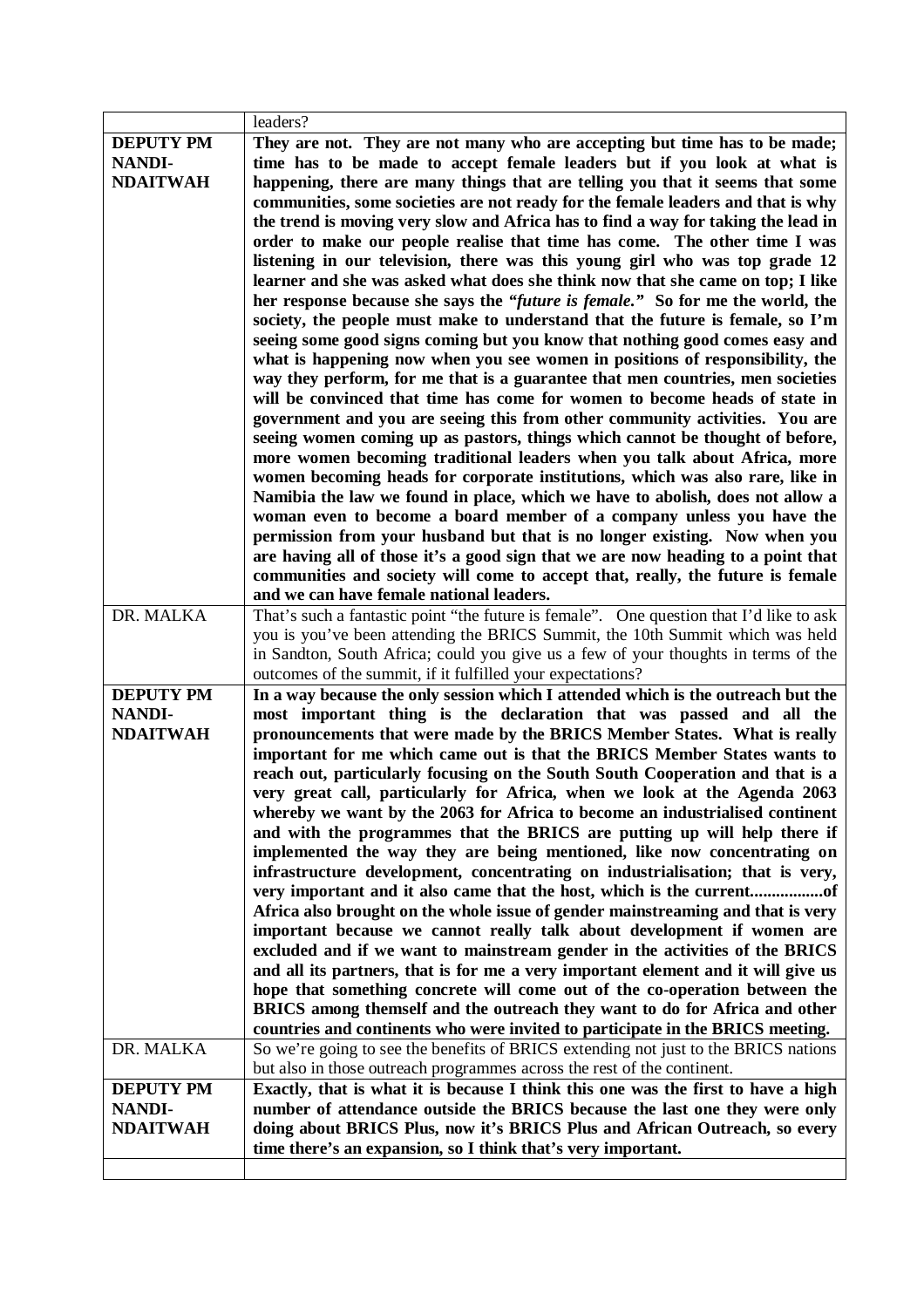| | |
|---|---|
| | leaders? |
| **DEPUTY PM NANDI-NDAITWAH** | **They are not. They are not many who are accepting but time has to be made; time has to be made to accept female leaders but if you look at what is happening, there are many things that are telling you that it seems that some communities, some societies are not ready for the female leaders and that is why the trend is moving very slow and Africa has to find a way for taking the lead in order to make our people realise that time has come. The other time I was listening in our television, there was this young girl who was top grade 12 learner and she was asked what does she think now that she came on top; I like her response because she says the *"future is female."* So for me the world, the society, the people must make to understand that the future is female, so I'm seeing some good signs coming but you know that nothing good comes easy and what is happening now when you see women in positions of responsibility, the way they perform, for me that is a guarantee that men countries, men societies will be convinced that time has come for women to become heads of state in government and you are seeing this from other community activities. You are seeing women coming up as pastors, things which cannot be thought of before, more women becoming traditional leaders when you talk about Africa, more women becoming heads for corporate institutions, which was also rare, like in Namibia the law we found in place, which we have to abolish, does not allow a woman even to become a board member of a company unless you have the permission from your husband but that is no longer existing. Now when you are having all of those it's a good sign that we are now heading to a point that communities and society will come to accept that, really, the future is female and we can have female national leaders.** |
| DR. MALKA | That's such a fantastic point "the future is female". One question that I'd like to ask you is you've been attending the BRICS Summit, the 10th Summit which was held in Sandton, South Africa; could you give us a few of your thoughts in terms of the outcomes of the summit, if it fulfilled your expectations? |
| **DEPUTY PM NANDI-NDAITWAH** | **In a way because the only session which I attended which is the outreach but the most important thing is the declaration that was passed and all the pronouncements that were made by the BRICS Member States. What is really important for me which came out is that the BRICS Member States wants to reach out, particularly focusing on the South South Cooperation and that is a very great call, particularly for Africa, when we look at the Agenda 2063 whereby we want by the 2063 for Africa to become an industrialised continent and with the programmes that the BRICS are putting up will help there if implemented the way they are being mentioned, like now concentrating on infrastructure development, concentrating on industrialisation; that is very, very important and it also came that the host, which is the current.................of Africa also brought on the whole issue of gender mainstreaming and that is very important because we cannot really talk about development if women are excluded and if we want to mainstream gender in the activities of the BRICS and all its partners, that is for me a very important element and it will give us hope that something concrete will come out of the co-operation between the BRICS among themself and the outreach they want to do for Africa and other countries and continents who were invited to participate in the BRICS meeting.** |
| DR. MALKA | So we're going to see the benefits of BRICS extending not just to the BRICS nations but also in those outreach programmes across the rest of the continent. |
| **DEPUTY PM NANDI-NDAITWAH** | **Exactly, that is what it is because I think this one was the first to have a high number of attendance outside the BRICS because the last one they were only doing about BRICS Plus, now it's BRICS Plus and African Outreach, so every time there's an expansion, so I think that's very important.** |
| | |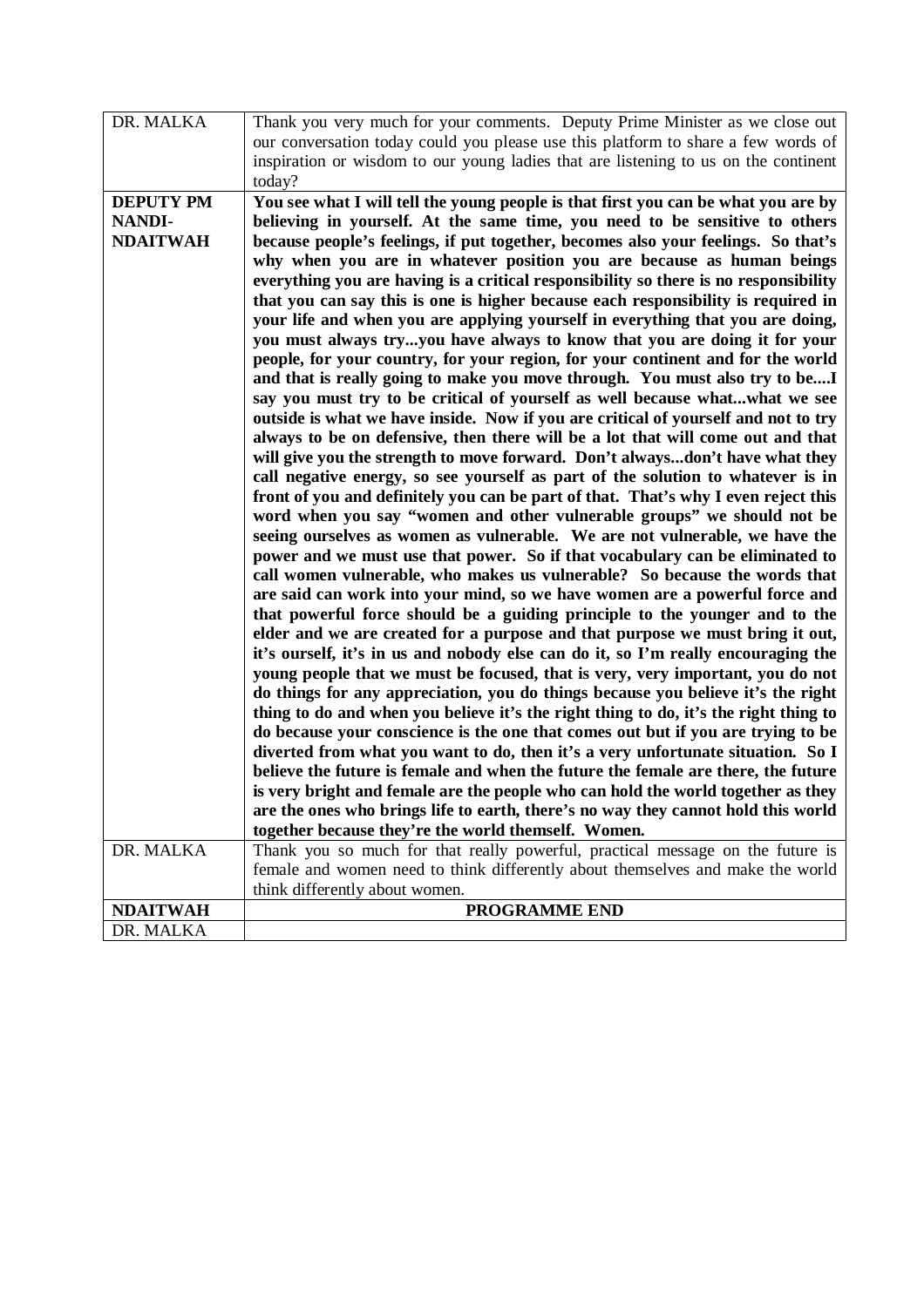| | |
|---|---|
| DR. MALKA | Thank you very much for your comments. Deputy Prime Minister as we close out our conversation today could you please use this platform to share a few words of inspiration or wisdom to our young ladies that are listening to us on the continent today? |
| **DEPUTY PM NANDI-NDAITWAH** | **You see what I will tell the young people is that first you can be what you are by believing in yourself. At the same time, you need to be sensitive to others because people's feelings, if put together, becomes also your feelings. So that's why when you are in whatever position you are because as human beings everything you are having is a critical responsibility so there is no responsibility that you can say this is one is higher because each responsibility is required in your life and when you are applying yourself in everything that you are doing, you must always try...you have always to know that you are doing it for your people, for your country, for your region, for your continent and for the world and that is really going to make you move through. You must also try to be....I say you must try to be critical of yourself as well because what...what we see outside is what we have inside. Now if you are critical of yourself and not to try always to be on defensive, then there will be a lot that will come out and that will give you the strength to move forward. Don't always...don't have what they call negative energy, so see yourself as part of the solution to whatever is in front of you and definitely you can be part of that. That's why I even reject this word when you say "women and other vulnerable groups" we should not be seeing ourselves as women as vulnerable. We are not vulnerable, we have the power and we must use that power. So if that vocabulary can be eliminated to call women vulnerable, who makes us vulnerable? So because the words that are said can work into your mind, so we have women are a powerful force and that powerful force should be a guiding principle to the younger and to the elder and we are created for a purpose and that purpose we must bring it out, it's ourself, it's in us and nobody else can do it, so I'm really encouraging the young people that we must be focused, that is very, very important, you do not do things for any appreciation, you do things because you believe it's the right thing to do and when you believe it's the right thing to do, it's the right thing to do because your conscience is the one that comes out but if you are trying to be diverted from what you want to do, then it's a very unfortunate situation. So I believe the future is female and when the future the female are there, the future is very bright and female are the people who can hold the world together as they are the ones who brings life to earth, there's no way they cannot hold this world together because they're the world themself. Women.** |
| DR. MALKA | Thank you so much for that really powerful, practical message on the future is female and women need to think differently about themselves and make the world think differently about women. |
| **NDAITWAH** | **PROGRAMME END** |
| DR. MALKA | |